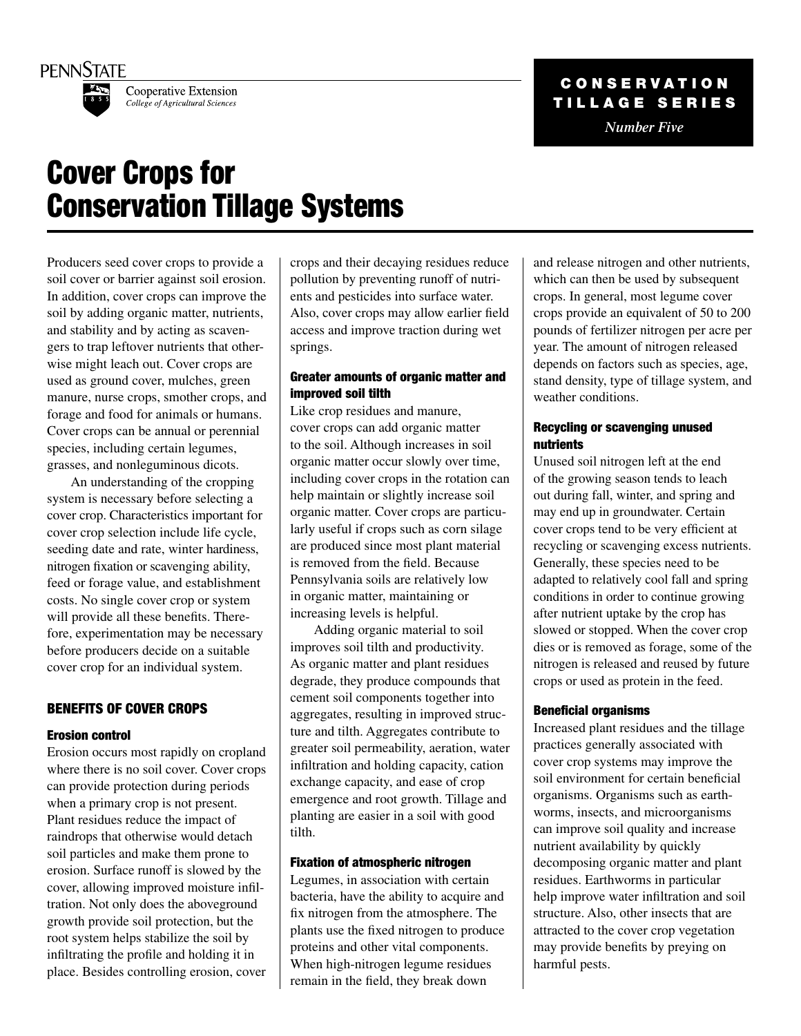PENNSTATE

Cooperative Extension
*College of Agricultural Sciences*

**CONSERVATION TILLAGE SERIES**
*Number Five*

# Cover Crops for Conservation Tillage Systems

Producers seed cover crops to provide a soil cover or barrier against soil erosion. In addition, cover crops can improve the soil by adding organic matter, nutrients, and stability and by acting as scavengers to trap leftover nutrients that otherwise might leach out. Cover crops are used as ground cover, mulches, green manure, nurse crops, smother crops, and forage and food for animals or humans. Cover crops can be annual or perennial species, including certain legumes, grasses, and nonleguminous dicots.

An understanding of the cropping system is necessary before selecting a cover crop. Characteristics important for cover crop selection include life cycle, seeding date and rate, winter hardiness, nitrogen fixation or scavenging ability, feed or forage value, and establishment costs. No single cover crop or system will provide all these benefits. Therefore, experimentation may be necessary before producers decide on a suitable cover crop for an individual system.

## BENEFITS OF COVER CROPS

### Erosion control

Erosion occurs most rapidly on cropland where there is no soil cover. Cover crops can provide protection during periods when a primary crop is not present. Plant residues reduce the impact of raindrops that otherwise would detach soil particles and make them prone to erosion. Surface runoff is slowed by the cover, allowing improved moisture infiltration. Not only does the aboveground growth provide soil protection, but the root system helps stabilize the soil by infiltrating the profile and holding it in place. Besides controlling erosion, cover crops and their decaying residues reduce pollution by preventing runoff of nutrients and pesticides into surface water. Also, cover crops may allow earlier field access and improve traction during wet springs.

### Greater amounts of organic matter and improved soil tilth

Like crop residues and manure, cover crops can add organic matter to the soil. Although increases in soil organic matter occur slowly over time, including cover crops in the rotation can help maintain or slightly increase soil organic matter. Cover crops are particularly useful if crops such as corn silage are produced since most plant material is removed from the field. Because Pennsylvania soils are relatively low in organic matter, maintaining or increasing levels is helpful.

Adding organic material to soil improves soil tilth and productivity. As organic matter and plant residues degrade, they produce compounds that cement soil components together into aggregates, resulting in improved structure and tilth. Aggregates contribute to greater soil permeability, aeration, water infiltration and holding capacity, cation exchange capacity, and ease of crop emergence and root growth. Tillage and planting are easier in a soil with good tilth.

### Fixation of atmospheric nitrogen

Legumes, in association with certain bacteria, have the ability to acquire and fix nitrogen from the atmosphere. The plants use the fixed nitrogen to produce proteins and other vital components. When high-nitrogen legume residues remain in the field, they break down and release nitrogen and other nutrients, which can then be used by subsequent crops. In general, most legume cover crops provide an equivalent of 50 to 200 pounds of fertilizer nitrogen per acre per year. The amount of nitrogen released depends on factors such as species, age, stand density, type of tillage system, and weather conditions.

### Recycling or scavenging unused nutrients

Unused soil nitrogen left at the end of the growing season tends to leach out during fall, winter, and spring and may end up in groundwater. Certain cover crops tend to be very efficient at recycling or scavenging excess nutrients. Generally, these species need to be adapted to relatively cool fall and spring conditions in order to continue growing after nutrient uptake by the crop has slowed or stopped. When the cover crop dies or is removed as forage, some of the nitrogen is released and reused by future crops or used as protein in the feed.

### Beneficial organisms

Increased plant residues and the tillage practices generally associated with cover crop systems may improve the soil environment for certain beneficial organisms. Organisms such as earthworms, insects, and microorganisms can improve soil quality and increase nutrient availability by quickly decomposing organic matter and plant residues. Earthworms in particular help improve water infiltration and soil structure. Also, other insects that are attracted to the cover crop vegetation may provide benefits by preying on harmful pests.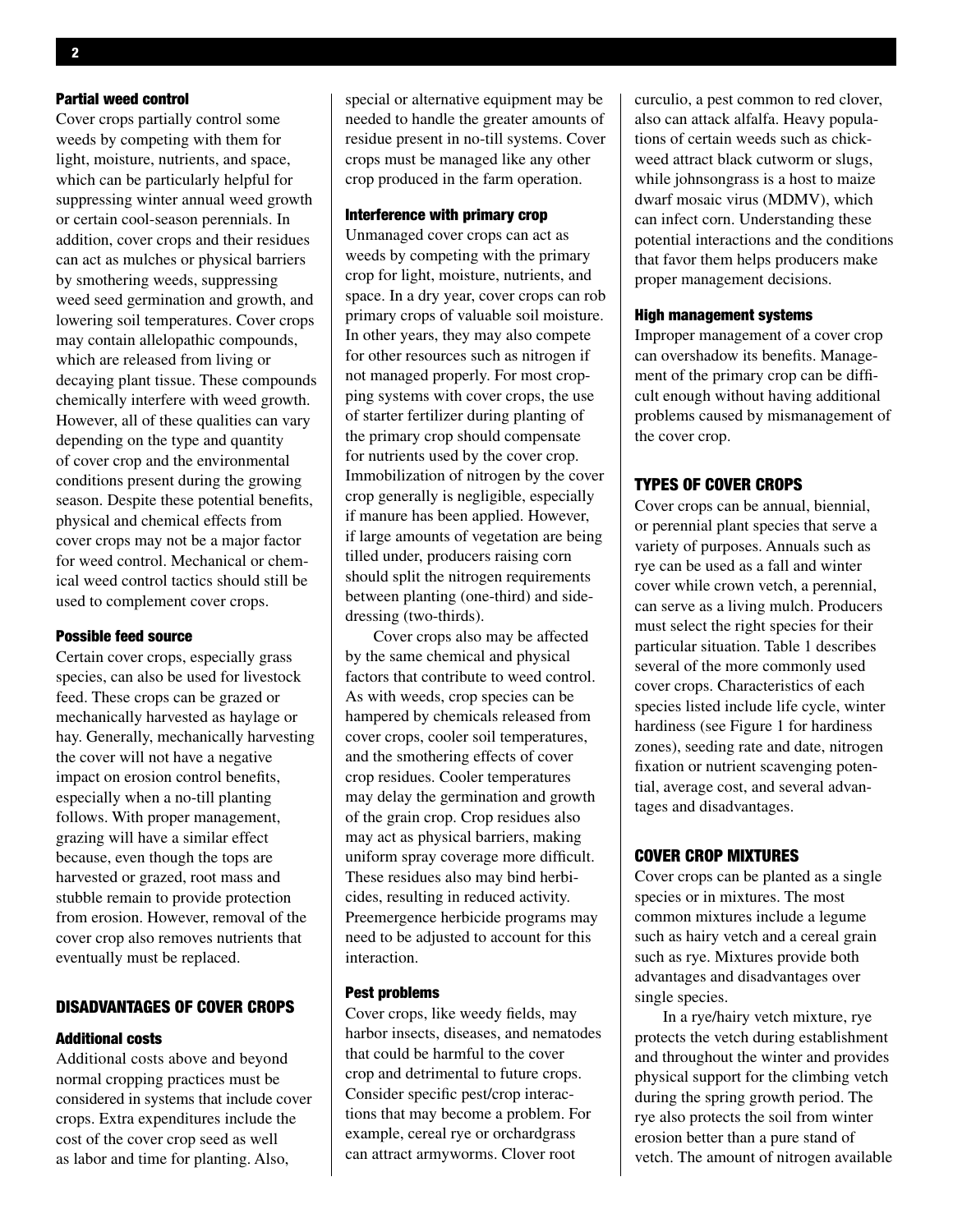### Partial weed control

Cover crops partially control some weeds by competing with them for light, moisture, nutrients, and space, which can be particularly helpful for suppressing winter annual weed growth or certain cool-season perennials. In addition, cover crops and their residues can act as mulches or physical barriers by smothering weeds, suppressing weed seed germination and growth, and lowering soil temperatures. Cover crops may contain allelopathic compounds, which are released from living or decaying plant tissue. These compounds chemically interfere with weed growth. However, all of these qualities can vary depending on the type and quantity of cover crop and the environmental conditions present during the growing season. Despite these potential benefits, physical and chemical effects from cover crops may not be a major factor for weed control. Mechanical or chemical weed control tactics should still be used to complement cover crops.

### Possible feed source

Certain cover crops, especially grass species, can also be used for livestock feed. These crops can be grazed or mechanically harvested as haylage or hay. Generally, mechanically harvesting the cover will not have a negative impact on erosion control benefits, especially when a no-till planting follows. With proper management, grazing will have a similar effect because, even though the tops are harvested or grazed, root mass and stubble remain to provide protection from erosion. However, removal of the cover crop also removes nutrients that eventually must be replaced.

## DISADVANTAGES OF COVER CROPS

### Additional costs

Additional costs above and beyond normal cropping practices must be considered in systems that include cover crops. Extra expenditures include the cost of the cover crop seed as well as labor and time for planting. Also, special or alternative equipment may be needed to handle the greater amounts of residue present in no-till systems. Cover crops must be managed like any other crop produced in the farm operation.

### Interference with primary crop

Unmanaged cover crops can act as weeds by competing with the primary crop for light, moisture, nutrients, and space. In a dry year, cover crops can rob primary crops of valuable soil moisture. In other years, they may also compete for other resources such as nitrogen if not managed properly. For most cropping systems with cover crops, the use of starter fertilizer during planting of the primary crop should compensate for nutrients used by the cover crop. Immobilization of nitrogen by the cover crop generally is negligible, especially if manure has been applied. However, if large amounts of vegetation are being tilled under, producers raising corn should split the nitrogen requirements between planting (one-third) and sidedressing (two-thirds).

Cover crops also may be affected by the same chemical and physical factors that contribute to weed control. As with weeds, crop species can be hampered by chemicals released from cover crops, cooler soil temperatures, and the smothering effects of cover crop residues. Cooler temperatures may delay the germination and growth of the grain crop. Crop residues also may act as physical barriers, making uniform spray coverage more difficult. These residues also may bind herbicides, resulting in reduced activity. Preemergence herbicide programs may need to be adjusted to account for this interaction.

### Pest problems

Cover crops, like weedy fields, may harbor insects, diseases, and nematodes that could be harmful to the cover crop and detrimental to future crops. Consider specific pest/crop interactions that may become a problem. For example, cereal rye or orchardgrass can attract armyworms. Clover root curculio, a pest common to red clover, also can attack alfalfa. Heavy populations of certain weeds such as chickweed attract black cutworm or slugs, while johnsongrass is a host to maize dwarf mosaic virus (MDMV), which can infect corn. Understanding these potential interactions and the conditions that favor them helps producers make proper management decisions.

### High management systems

Improper management of a cover crop can overshadow its benefits. Management of the primary crop can be difficult enough without having additional problems caused by mismanagement of the cover crop.

## TYPES OF COVER CROPS

Cover crops can be annual, biennial, or perennial plant species that serve a variety of purposes. Annuals such as rye can be used as a fall and winter cover while crown vetch, a perennial, can serve as a living mulch. Producers must select the right species for their particular situation. Table 1 describes several of the more commonly used cover crops. Characteristics of each species listed include life cycle, winter hardiness (see Figure 1 for hardiness zones), seeding rate and date, nitrogen fixation or nutrient scavenging potential, average cost, and several advantages and disadvantages.

## COVER CROP MIXTURES

Cover crops can be planted as a single species or in mixtures. The most common mixtures include a legume such as hairy vetch and a cereal grain such as rye. Mixtures provide both advantages and disadvantages over single species.

In a rye/hairy vetch mixture, rye protects the vetch during establishment and throughout the winter and provides physical support for the climbing vetch during the spring growth period. The rye also protects the soil from winter erosion better than a pure stand of vetch. The amount of nitrogen available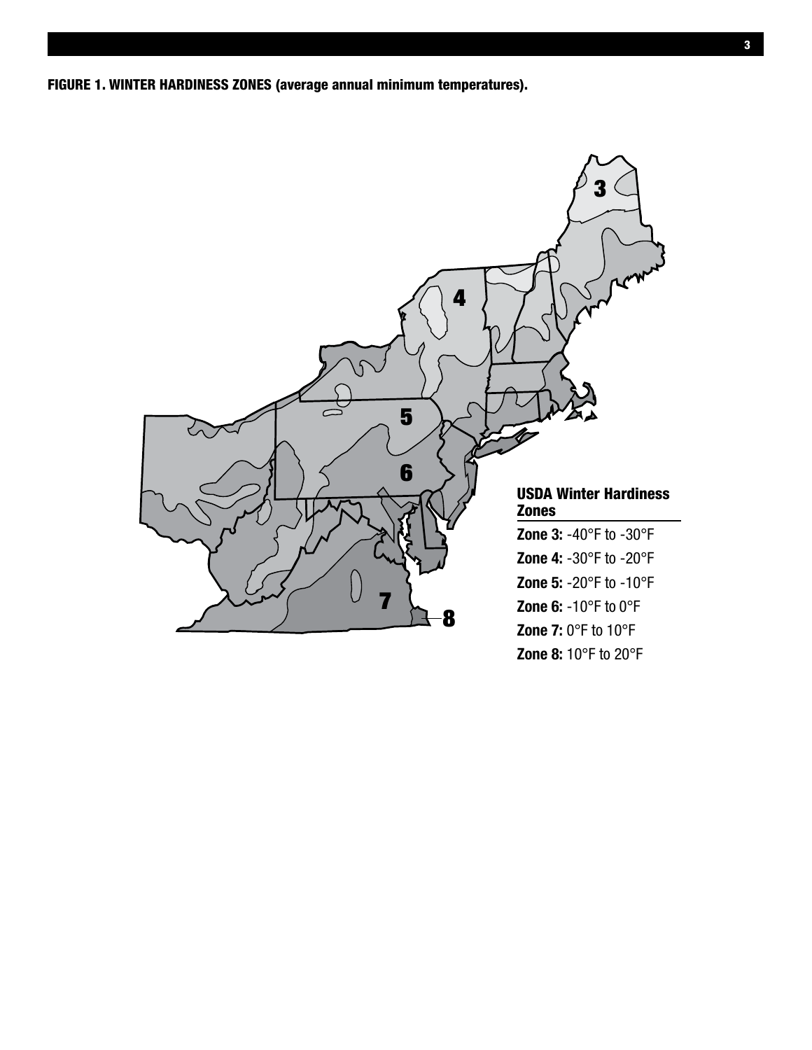**FIGURE 1. WINTER HARDINESS ZONES (average annual minimum temperatures).**

**USDA Winter Hardiness Zones**

**Zone 3:** -40°F to -30°F

**Zone 4:** -30°F to -20°F

**Zone 5:** -20°F to -10°F

**Zone 6:** -10°F to 0°F

**Zone 7:** 0°F to 10°F

**Zone 8:** 10°F to 20°F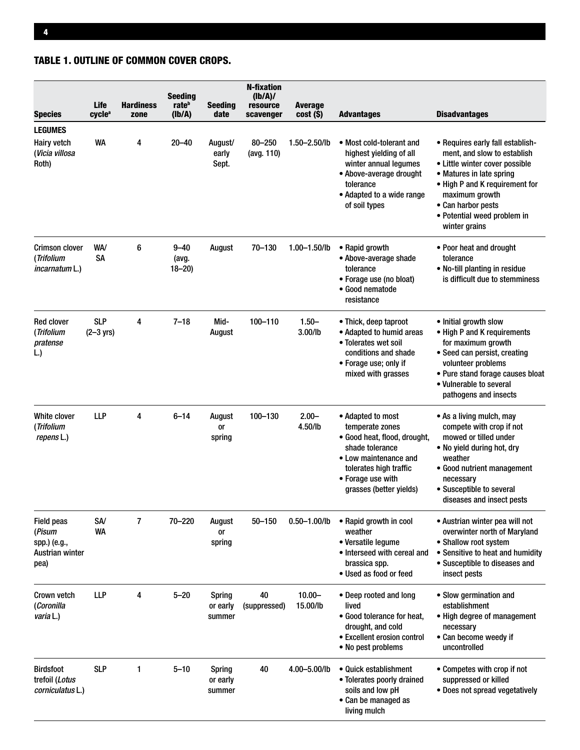### TABLE 1. OUTLINE OF COMMON COVER CROPS.

| Species | Life cycle[a] | Hardiness zone | Seeding rate[b] (lb/A) | Seeding date | N-fixation (lb/A)/ resource scavenger | Average cost ($) | Advantages | Disadvantages |
|---|---|---|---|---|---|---|---|---|
| **LEGUMES** | | | | | | | | |
| Hairy vetch (*Vicia villosa* Roth) | WA | 4 | 20–40 | August/ early Sept. | 80–250 (avg. 110) | 1.50–2.50/lb | • Most cold-tolerant and highest yielding of all winter annual legumes<br>• Above-average drought tolerance<br>• Adapted to a wide range of soil types | • Requires early fall establishment, and slow to establish<br>• Little winter cover possible<br>• Matures in late spring<br>• High P and K requirement for maximum growth<br>• Can harbor pests<br>• Potential weed problem in winter grains |
| Crimson clover (*Trifolium incarnatum* L.) | WA/ SA | 6 | 9–40 (avg. 18–20) | August | 70–130 | 1.00–1.50/lb | • Rapid growth<br>• Above-average shade tolerance<br>• Forage use (no bloat)<br>• Good nematode resistance | • Poor heat and drought tolerance<br>• No-till planting in residue is difficult due to stemminess |
| Red clover (*Trifolium pratense* L.) | SLP (2–3 yrs) | 4 | 7–18 | Mid-August | 100–110 | 1.50–3.00/lb | • Thick, deep taproot<br>• Adapted to humid areas<br>• Tolerates wet soil conditions and shade<br>• Forage use; only if mixed with grasses | • Initial growth slow<br>• High P and K requirements for maximum growth<br>• Seed can persist, creating volunteer problems<br>• Pure stand forage causes bloat<br>• Vulnerable to several pathogens and insects |
| White clover (*Trifolium repens* L.) | LLP | 4 | 6–14 | August or spring | 100–130 | 2.00–4.50/lb | • Adapted to most temperate zones<br>• Good heat, flood, drought, shade tolerance<br>• Low maintenance and tolerates high traffic<br>• Forage use with grasses (better yields) | • As a living mulch, may compete with crop if not mowed or tilled under<br>• No yield during hot, dry weather<br>• Good nutrient management necessary<br>• Susceptible to several diseases and insect pests |
| Field peas (*Pisum* spp.) (e.g., Austrian winter pea) | SA/ WA | 7 | 70–220 | August or spring | 50–150 | 0.50–1.00/lb | • Rapid growth in cool weather<br>• Versatile legume<br>• Interseed with cereal and brassica spp.<br>• Used as food or feed | • Austrian winter pea will not overwinter north of Maryland<br>• Shallow root system<br>• Sensitive to heat and humidity<br>• Susceptible to diseases and insect pests |
| Crown vetch (*Coronilla varia* L.) | LLP | 4 | 5–20 | Spring or early summer | 40 (suppressed) | 10.00–15.00/lb | • Deep rooted and long lived<br>• Good tolerance for heat, drought, and cold<br>• Excellent erosion control<br>• No pest problems | • Slow germination and establishment<br>• High degree of management necessary<br>• Can become weedy if uncontrolled |
| Birdsfoot trefoil (*Lotus corniculatus* L.) | SLP | 1 | 5–10 | Spring or early summer | 40 | 4.00–5.00/lb | • Quick establishment<br>• Tolerates poorly drained soils and low pH<br>• Can be managed as living mulch | • Competes with crop if not suppressed or killed<br>• Does not spread vegetatively |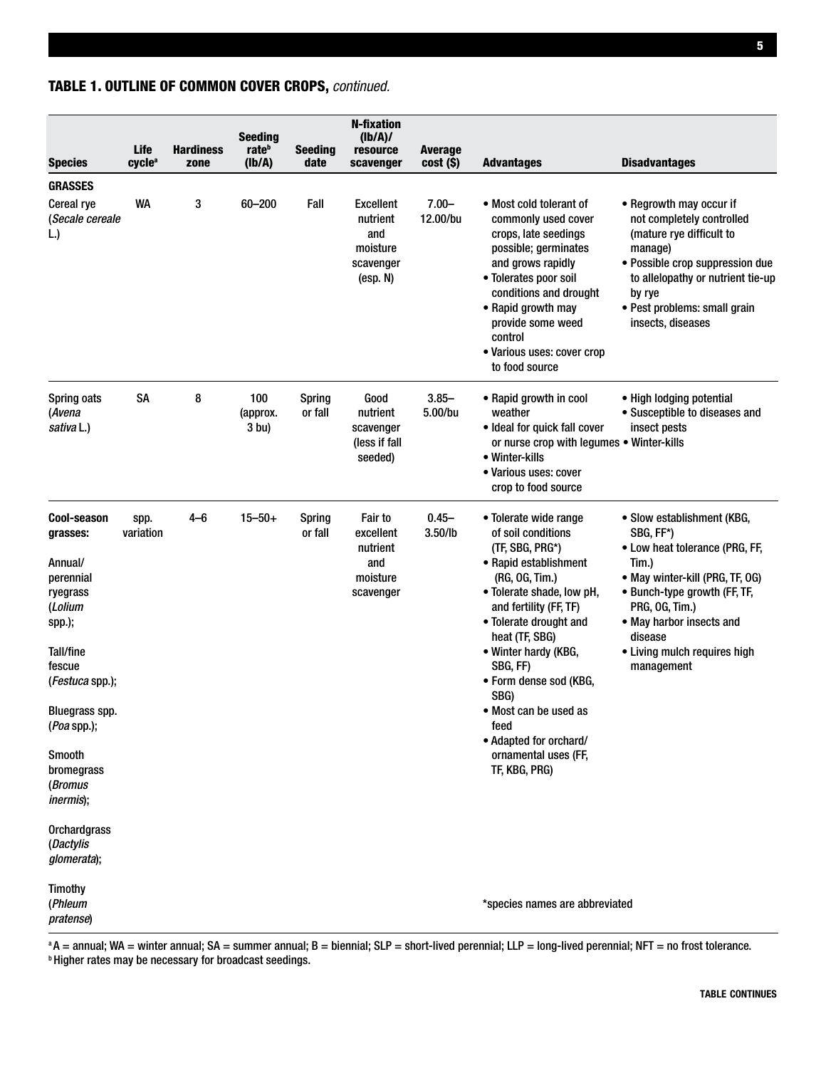## TABLE 1. OUTLINE OF COMMON COVER CROPS, *continued.*

| Species | Life cycle[a] | Hardiness zone | Seeding rate[b] (lb/A) | Seeding date | N-fixation (lb/A)/ resource scavenger | Average cost ($) | Advantages | Disadvantages |
|---|---|---|---|---|---|---|---|---|
| **GRASSES** | | | | | | | | |
| Cereal rye (*Secale cereale* L.) | WA | 3 | 60–200 | Fall | Excellent nutrient and moisture scavenger (esp. N) | 7.00–12.00/bu | • Most cold tolerant of commonly used cover crops, late seedings possible; germinates and grows rapidly<br>• Tolerates poor soil conditions and drought<br>• Rapid growth may provide some weed control<br>• Various uses: cover crop to food source | • Regrowth may occur if not completely controlled (mature rye difficult to manage)<br>• Possible crop suppression due to allelopathy or nutrient tie-up by rye<br>• Pest problems: small grain insects, diseases |
| Spring oats (*Avena sativa* L.) | SA | 8 | 100 (approx. 3 bu) | Spring or fall | Good nutrient scavenger (less if fall seeded) | 3.85–5.00/bu | • Rapid growth in cool weather<br>• Ideal for quick fall cover or nurse crop with legumes<br>• Winter-kills<br>• Various uses: cover crop to food source | • High lodging potential<br>• Susceptible to diseases and insect pests<br>• Winter-kills |
| **Cool-season grasses:**<br><br>Annual/perennial ryegrass (*Lolium* spp.);<br><br>Tall/fine fescue (*Festuca* spp.);<br><br>Bluegrass spp. (*Poa* spp.);<br><br>Smooth bromegrass (*Bromus inermis*);<br><br>Orchardgrass (*Dactylis glomerata*);<br><br>Timothy (*Phleum pratense*) | spp. variation | 4–6 | 15–50+ | Spring or fall | Fair to excellent nutrient and moisture scavenger | 0.45–3.50/lb | • Tolerate wide range of soil conditions (TF, SBG, PRG*)<br>• Rapid establishment (RG, OG, Tim.)<br>• Tolerate shade, low pH, and fertility (FF, TF)<br>• Tolerate drought and heat (TF, SBG)<br>• Winter hardy (KBG, SBG, FF)<br>• Form dense sod (KBG, SBG)<br>• Most can be used as feed<br>• Adapted for orchard/ornamental uses (FF, TF, KBG, PRG)<br><br>*species names are abbreviated | • Slow establishment (KBG, SBG, FF*)<br>• Low heat tolerance (PRG, FF, Tim.)<br>• May winter-kill (PRG, TF, OG)<br>• Bunch-type growth (FF, TF, PRG, OG, Tim.)<br>• May harbor insects and disease<br>• Living mulch requires high management |

[a] A = annual; WA = winter annual; SA = summer annual; B = biennial; SLP = short-lived perennial; LLP = long-lived perennial; NFT = no frost tolerance.
[b] Higher rates may be necessary for broadcast seedings.

TABLE CONTINUES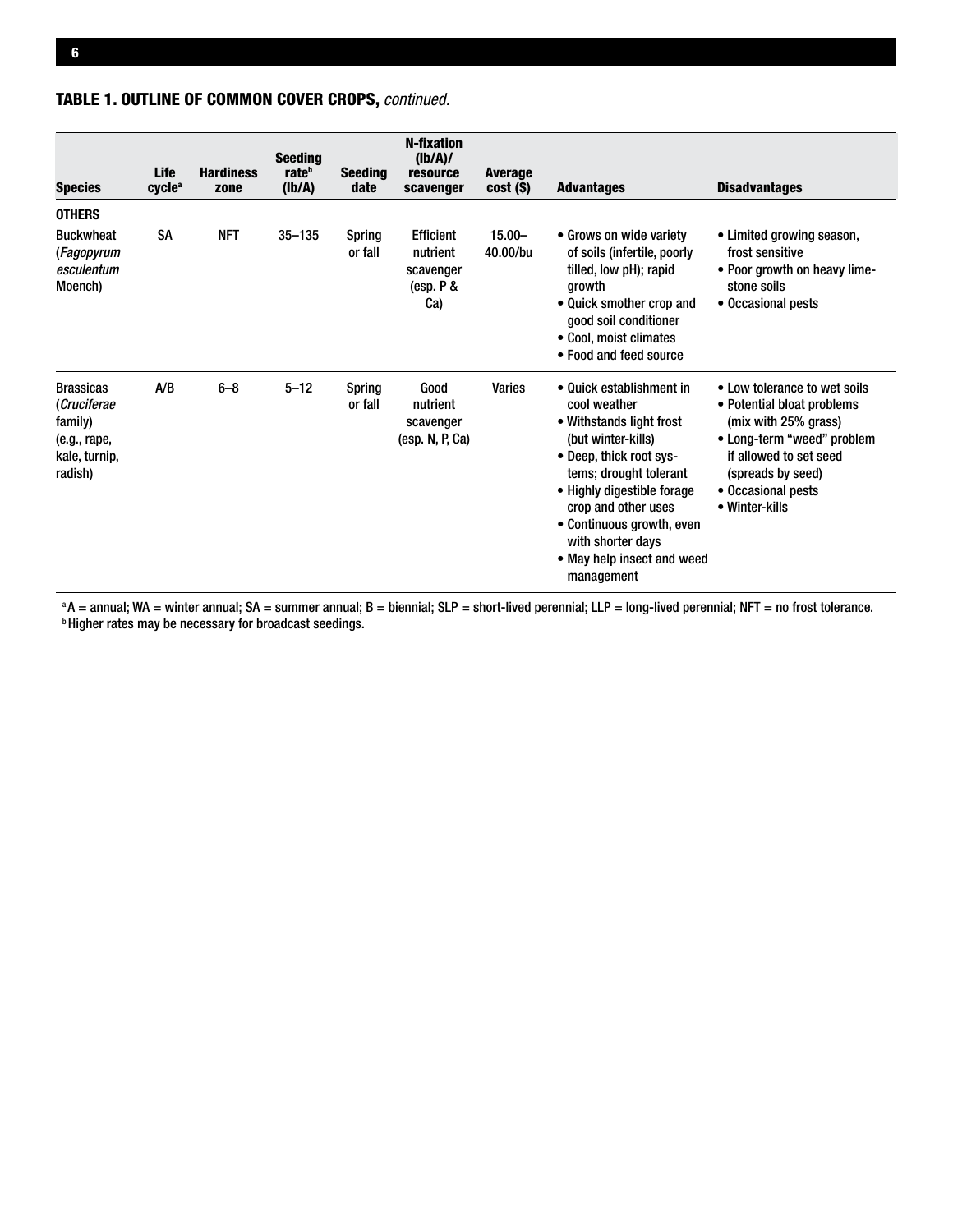### TABLE 1. OUTLINE OF COMMON COVER CROPS, *continued.*

| Species | Life cycle[a] | Hardiness zone | Seeding rate[b] (lb/A) | Seeding date | N-fixation (lb/A)/ resource scavenger | Average cost ($) | Advantages | Disadvantages |
|---|---|---|---|---|---|---|---|---|
| **OTHERS** | | | | | | | | |
| Buckwheat (*Fagopyrum esculentum* Moench) | SA | NFT | 35–135 | Spring or fall | Efficient nutrient scavenger (esp. P & Ca) | 15.00–40.00/bu | • Grows on wide variety of soils (infertile, poorly tilled, low pH); rapid growth<br>• Quick smother crop and good soil conditioner<br>• Cool, moist climates<br>• Food and feed source | • Limited growing season, frost sensitive<br>• Poor growth on heavy limestone soils<br>• Occasional pests |
| Brassicas (*Cruciferae* family) (e.g., rape, kale, turnip, radish) | A/B | 6–8 | 5–12 | Spring or fall | Good nutrient scavenger (esp. N, P, Ca) | Varies | • Quick establishment in cool weather<br>• Withstands light frost (but winter-kills)<br>• Deep, thick root systems; drought tolerant<br>• Highly digestible forage crop and other uses<br>• Continuous growth, even with shorter days<br>• May help insect and weed management | • Low tolerance to wet soils<br>• Potential bloat problems (mix with 25% grass)<br>• Long-term "weed" problem if allowed to set seed (spreads by seed)<br>• Occasional pests<br>• Winter-kills |

[a] A = annual; WA = winter annual; SA = summer annual; B = biennial; SLP = short-lived perennial; LLP = long-lived perennial; NFT = no frost tolerance.
[b] Higher rates may be necessary for broadcast seedings.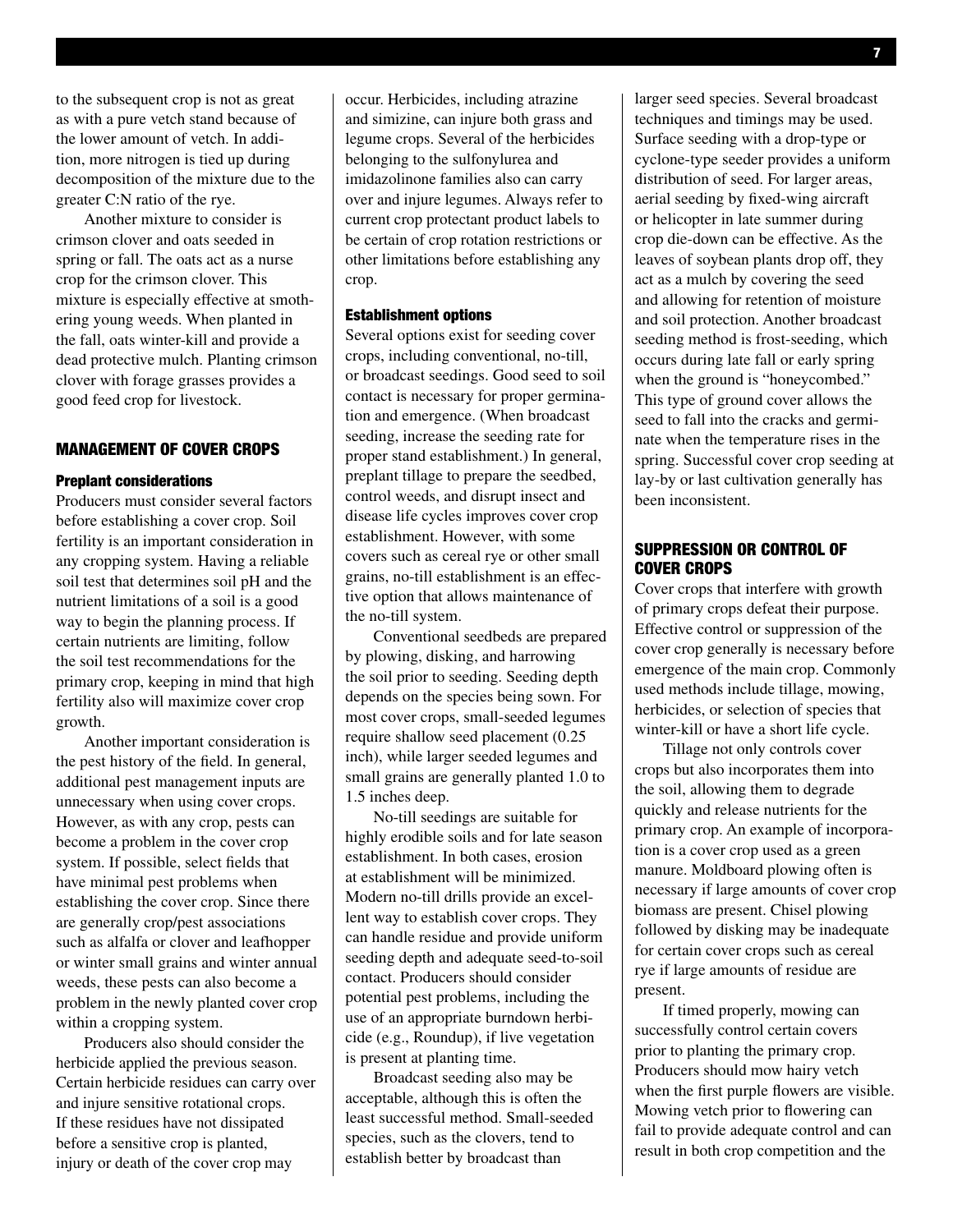to the subsequent crop is not as great as with a pure vetch stand because of the lower amount of vetch. In addition, more nitrogen is tied up during decomposition of the mixture due to the greater C:N ratio of the rye.

Another mixture to consider is crimson clover and oats seeded in spring or fall. The oats act as a nurse crop for the crimson clover. This mixture is especially effective at smothering young weeds. When planted in the fall, oats winter-kill and provide a dead protective mulch. Planting crimson clover with forage grasses provides a good feed crop for livestock.

## MANAGEMENT OF COVER CROPS

### Preplant considerations

Producers must consider several factors before establishing a cover crop. Soil fertility is an important consideration in any cropping system. Having a reliable soil test that determines soil pH and the nutrient limitations of a soil is a good way to begin the planning process. If certain nutrients are limiting, follow the soil test recommendations for the primary crop, keeping in mind that high fertility also will maximize cover crop growth.

Another important consideration is the pest history of the field. In general, additional pest management inputs are unnecessary when using cover crops. However, as with any crop, pests can become a problem in the cover crop system. If possible, select fields that have minimal pest problems when establishing the cover crop. Since there are generally crop/pest associations such as alfalfa or clover and leafhopper or winter small grains and winter annual weeds, these pests can also become a problem in the newly planted cover crop within a cropping system.

Producers also should consider the herbicide applied the previous season. Certain herbicide residues can carry over and injure sensitive rotational crops. If these residues have not dissipated before a sensitive crop is planted, injury or death of the cover crop may occur. Herbicides, including atrazine and simizine, can injure both grass and legume crops. Several of the herbicides belonging to the sulfonylurea and imidazolinone families also can carry over and injure legumes. Always refer to current crop protectant product labels to be certain of crop rotation restrictions or other limitations before establishing any crop.

### Establishment options

Several options exist for seeding cover crops, including conventional, no-till, or broadcast seedings. Good seed to soil contact is necessary for proper germination and emergence. (When broadcast seeding, increase the seeding rate for proper stand establishment.) In general, preplant tillage to prepare the seedbed, control weeds, and disrupt insect and disease life cycles improves cover crop establishment. However, with some covers such as cereal rye or other small grains, no-till establishment is an effective option that allows maintenance of the no-till system.

Conventional seedbeds are prepared by plowing, disking, and harrowing the soil prior to seeding. Seeding depth depends on the species being sown. For most cover crops, small-seeded legumes require shallow seed placement (0.25 inch), while larger seeded legumes and small grains are generally planted 1.0 to 1.5 inches deep.

No-till seedings are suitable for highly erodible soils and for late season establishment. In both cases, erosion at establishment will be minimized. Modern no-till drills provide an excellent way to establish cover crops. They can handle residue and provide uniform seeding depth and adequate seed-to-soil contact. Producers should consider potential pest problems, including the use of an appropriate burndown herbicide (e.g., Roundup), if live vegetation is present at planting time.

Broadcast seeding also may be acceptable, although this is often the least successful method. Small-seeded species, such as the clovers, tend to establish better by broadcast than larger seed species. Several broadcast techniques and timings may be used. Surface seeding with a drop-type or cyclone-type seeder provides a uniform distribution of seed. For larger areas, aerial seeding by fixed-wing aircraft or helicopter in late summer during crop die-down can be effective. As the leaves of soybean plants drop off, they act as a mulch by covering the seed and allowing for retention of moisture and soil protection. Another broadcast seeding method is frost-seeding, which occurs during late fall or early spring when the ground is "honeycombed." This type of ground cover allows the seed to fall into the cracks and germinate when the temperature rises in the spring. Successful cover crop seeding at lay-by or last cultivation generally has been inconsistent.

## SUPPRESSION OR CONTROL OF COVER CROPS

Cover crops that interfere with growth of primary crops defeat their purpose. Effective control or suppression of the cover crop generally is necessary before emergence of the main crop. Commonly used methods include tillage, mowing, herbicides, or selection of species that winter-kill or have a short life cycle.

Tillage not only controls cover crops but also incorporates them into the soil, allowing them to degrade quickly and release nutrients for the primary crop. An example of incorporation is a cover crop used as a green manure. Moldboard plowing often is necessary if large amounts of cover crop biomass are present. Chisel plowing followed by disking may be inadequate for certain cover crops such as cereal rye if large amounts of residue are present.

If timed properly, mowing can successfully control certain covers prior to planting the primary crop. Producers should mow hairy vetch when the first purple flowers are visible. Mowing vetch prior to flowering can fail to provide adequate control and can result in both crop competition and the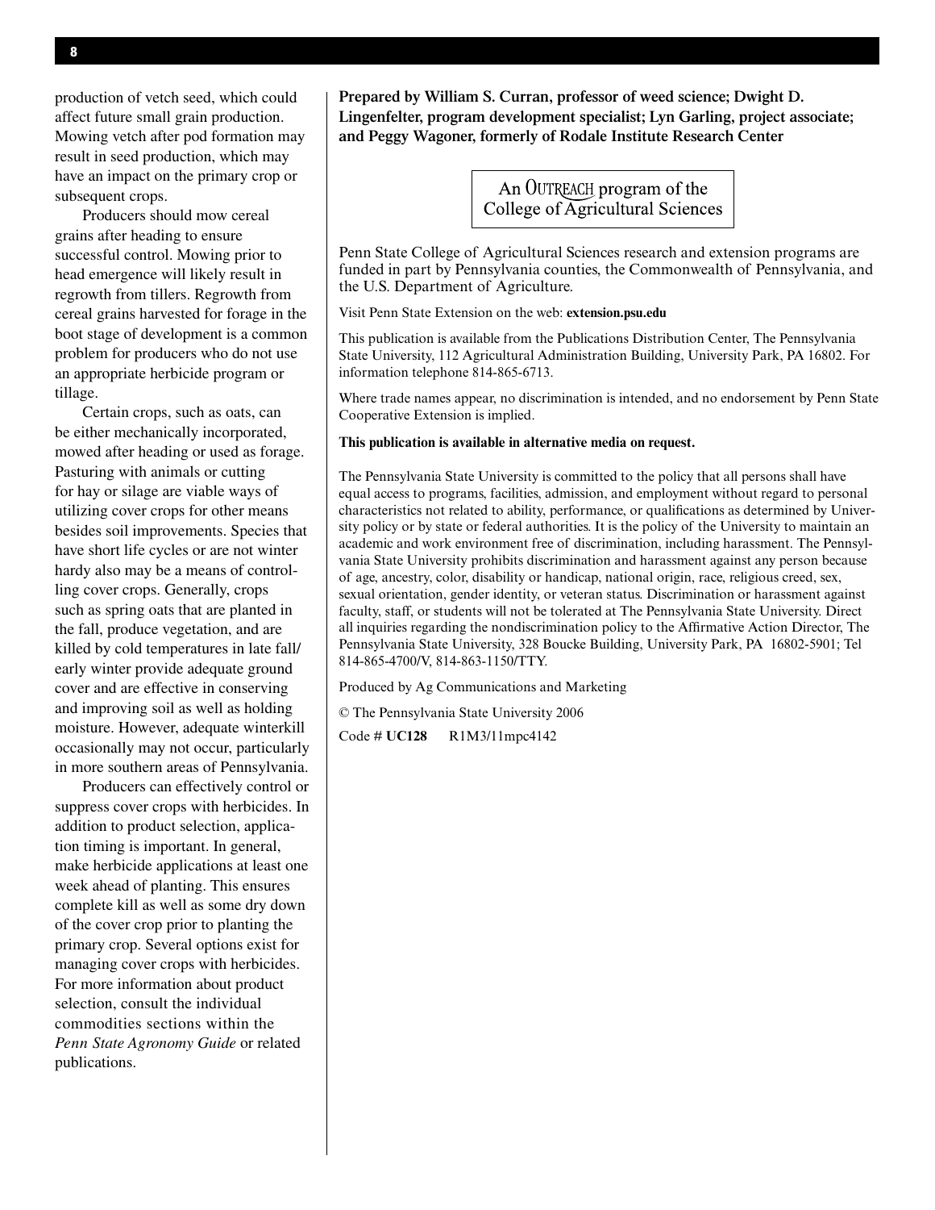production of vetch seed, which could affect future small grain production. Mowing vetch after pod formation may result in seed production, which may have an impact on the primary crop or subsequent crops.

Producers should mow cereal grains after heading to ensure successful control. Mowing prior to head emergence will likely result in regrowth from tillers. Regrowth from cereal grains harvested for forage in the boot stage of development is a common problem for producers who do not use an appropriate herbicide program or tillage.

Certain crops, such as oats, can be either mechanically incorporated, mowed after heading or used as forage. Pasturing with animals or cutting for hay or silage are viable ways of utilizing cover crops for other means besides soil improvements. Species that have short life cycles or are not winter hardy also may be a means of controlling cover crops. Generally, crops such as spring oats that are planted in the fall, produce vegetation, and are killed by cold temperatures in late fall/early winter provide adequate ground cover and are effective in conserving and improving soil as well as holding moisture. However, adequate winterkill occasionally may not occur, particularly in more southern areas of Pennsylvania.

Producers can effectively control or suppress cover crops with herbicides. In addition to product selection, application timing is important. In general, make herbicide applications at least one week ahead of planting. This ensures complete kill as well as some dry down of the cover crop prior to planting the primary crop. Several options exist for managing cover crops with herbicides. For more information about product selection, consult the individual commodities sections within the *Penn State Agronomy Guide* or related publications.

**Prepared by William S. Curran, professor of weed science; Dwight D. Lingenfelter, program development specialist; Lyn Garling, project associate; and Peggy Wagoner, formerly of Rodale Institute Research Center**

An OUTREACH program of the College of Agricultural Sciences

Penn State College of Agricultural Sciences research and extension programs are funded in part by Pennsylvania counties, the Commonwealth of Pennsylvania, and the U.S. Department of Agriculture.

Visit Penn State Extension on the web: **extension.psu.edu**

This publication is available from the Publications Distribution Center, The Pennsylvania State University, 112 Agricultural Administration Building, University Park, PA 16802. For information telephone 814-865-6713.

Where trade names appear, no discrimination is intended, and no endorsement by Penn State Cooperative Extension is implied.

**This publication is available in alternative media on request.**

The Pennsylvania State University is committed to the policy that all persons shall have equal access to programs, facilities, admission, and employment without regard to personal characteristics not related to ability, performance, or qualifications as determined by University policy or by state or federal authorities. It is the policy of the University to maintain an academic and work environment free of discrimination, including harassment. The Pennsylvania State University prohibits discrimination and harassment against any person because of age, ancestry, color, disability or handicap, national origin, race, religious creed, sex, sexual orientation, gender identity, or veteran status. Discrimination or harassment against faculty, staff, or students will not be tolerated at The Pennsylvania State University. Direct all inquiries regarding the nondiscrimination policy to the Affirmative Action Director, The Pennsylvania State University, 328 Boucke Building, University Park, PA 16802-5901; Tel 814-865-4700/V, 814-863-1150/TTY.

Produced by Ag Communications and Marketing

© The Pennsylvania State University 2006

Code # **UC128** R1M3/11mpc4142